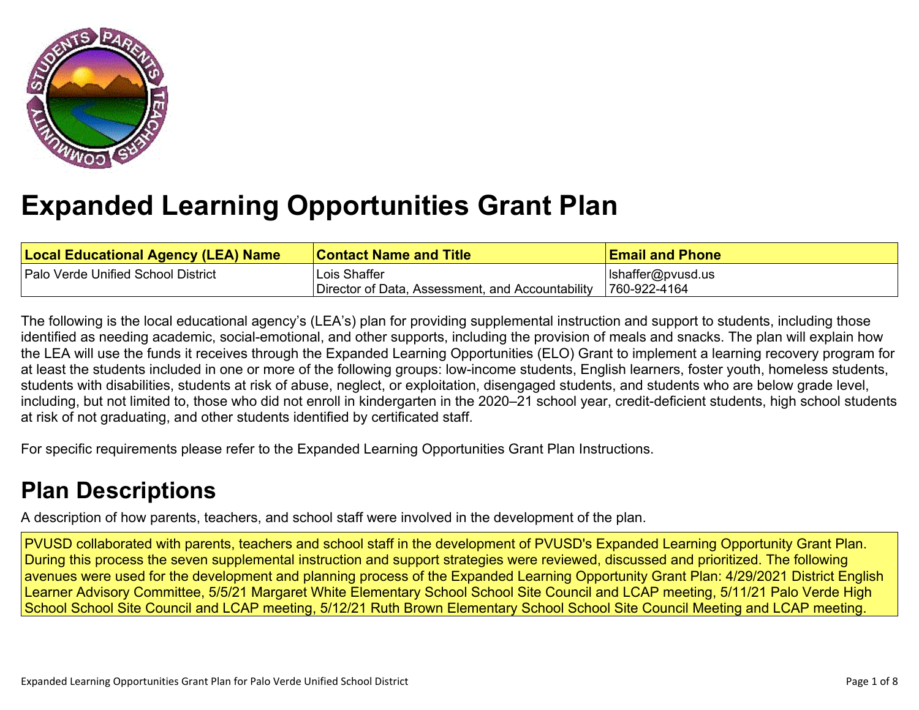# Expanded Learning Opportunities Grant Plan

| Local Educational Agency (LEA) Name | Contact Name and Title | Email and Phone |
|---|---|---|
| Palo Verde Unified School District | Lois Shaffer<br>Director of Data, Assessment, and Accountability | lshaffer@pvusd.us<br>760-922-4164 |

The following is the local educational agency's (LEA's) plan for providing supplemental instruction and support to students, including those identified as needing academic, social-emotional, and other supports, including the provision of meals and snacks. The plan will explain how the LEA will use the funds it receives through the Expanded Learning Opportunities (ELO) Grant to implement a learning recovery program for at least the students included in one or more of the following groups: low-income students, English learners, foster youth, homeless students, students with disabilities, students at risk of abuse, neglect, or exploitation, disengaged students, and students who are below grade level, including, but not limited to, those who did not enroll in kindergarten in the 2020–21 school year, credit-deficient students, high school students at risk of not graduating, and other students identified by certificated staff.

For specific requirements please refer to the Expanded Learning Opportunities Grant Plan Instructions.

## Plan Descriptions

A description of how parents, teachers, and school staff were involved in the development of the plan.

PVUSD collaborated with parents, teachers and school staff in the development of PVUSD's Expanded Learning Opportunity Grant Plan. During this process the seven supplemental instruction and support strategies were reviewed, discussed and prioritized. The following avenues were used for the development and planning process of the Expanded Learning Opportunity Grant Plan: 4/29/2021 District English Learner Advisory Committee, 5/5/21 Margaret White Elementary School School Site Council and LCAP meeting, 5/11/21 Palo Verde High School School Site Council and LCAP meeting, 5/12/21 Ruth Brown Elementary School School Site Council Meeting and LCAP meeting.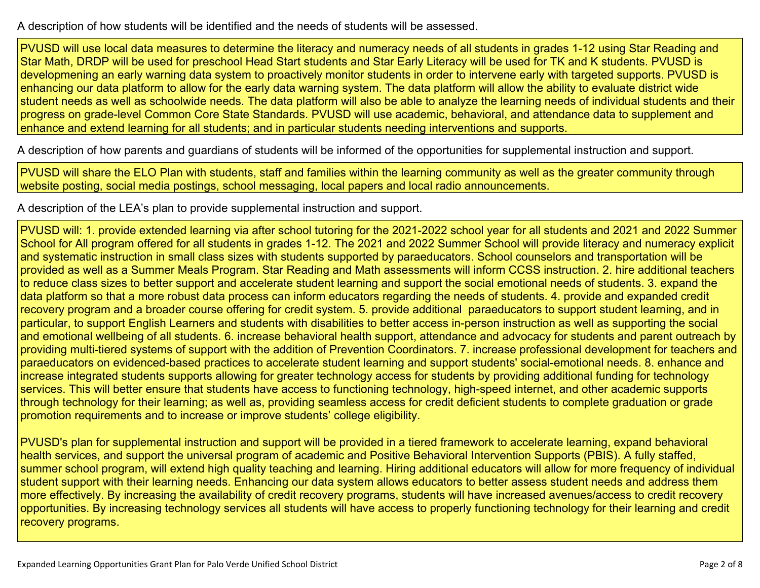A description of how students will be identified and the needs of students will be assessed.

PVUSD will use local data measures to determine the literacy and numeracy needs of all students in grades 1-12 using Star Reading and Star Math, DRDP will be used for preschool Head Start students and Star Early Literacy will be used for TK and K students. PVUSD is developmening an early warning data system to proactively monitor students in order to intervene early with targeted supports. PVUSD is enhancing our data platform to allow for the early data warning system. The data platform will allow the ability to evaluate district wide student needs as well as schoolwide needs. The data platform will also be able to analyze the learning needs of individual students and their progress on grade-level Common Core State Standards. PVUSD will use academic, behavioral, and attendance data to supplement and enhance and extend learning for all students; and in particular students needing interventions and supports.

A description of how parents and guardians of students will be informed of the opportunities for supplemental instruction and support.

PVUSD will share the ELO Plan with students, staff and families within the learning community as well as the greater community through website posting, social media postings, school messaging, local papers and local radio announcements.

A description of the LEA's plan to provide supplemental instruction and support.

PVUSD will: 1. provide extended learning via after school tutoring for the 2021-2022 school year for all students and 2021 and 2022 Summer School for All program offered for all students in grades 1-12. The 2021 and 2022 Summer School will provide literacy and numeracy explicit and systematic instruction in small class sizes with students supported by paraeducators. School counselors and transportation will be provided as well as a Summer Meals Program. Star Reading and Math assessments will inform CCSS instruction. 2. hire additional teachers to reduce class sizes to better support and accelerate student learning and support the social emotional needs of students. 3. expand the data platform so that a more robust data process can inform educators regarding the needs of students. 4. provide and expanded credit recovery program and a broader course offering for credit system. 5. provide additional paraeducators to support student learning, and in particular, to support English Learners and students with disabilities to better access in-person instruction as well as supporting the social and emotional wellbeing of all students. 6. increase behavioral health support, attendance and advocacy for students and parent outreach by providing multi-tiered systems of support with the addition of Prevention Coordinators. 7. increase professional development for teachers and paraeducators on evidenced-based practices to accelerate student learning and support students' social-emotional needs. 8. enhance and increase integrated students supports allowing for greater technology access for students by providing additional funding for technology services. This will better ensure that students have access to functioning technology, high-speed internet, and other academic supports through technology for their learning; as well as, providing seamless access for credit deficient students to complete graduation or grade promotion requirements and to increase or improve students' college eligibility.

PVUSD's plan for supplemental instruction and support will be provided in a tiered framework to accelerate learning, expand behavioral health services, and support the universal program of academic and Positive Behavioral Intervention Supports (PBIS). A fully staffed, summer school program, will extend high quality teaching and learning. Hiring additional educators will allow for more frequency of individual student support with their learning needs. Enhancing our data system allows educators to better assess student needs and address them more effectively. By increasing the availability of credit recovery programs, students will have increased avenues/access to credit recovery opportunities. By increasing technology services all students will have access to properly functioning technology for their learning and credit recovery programs.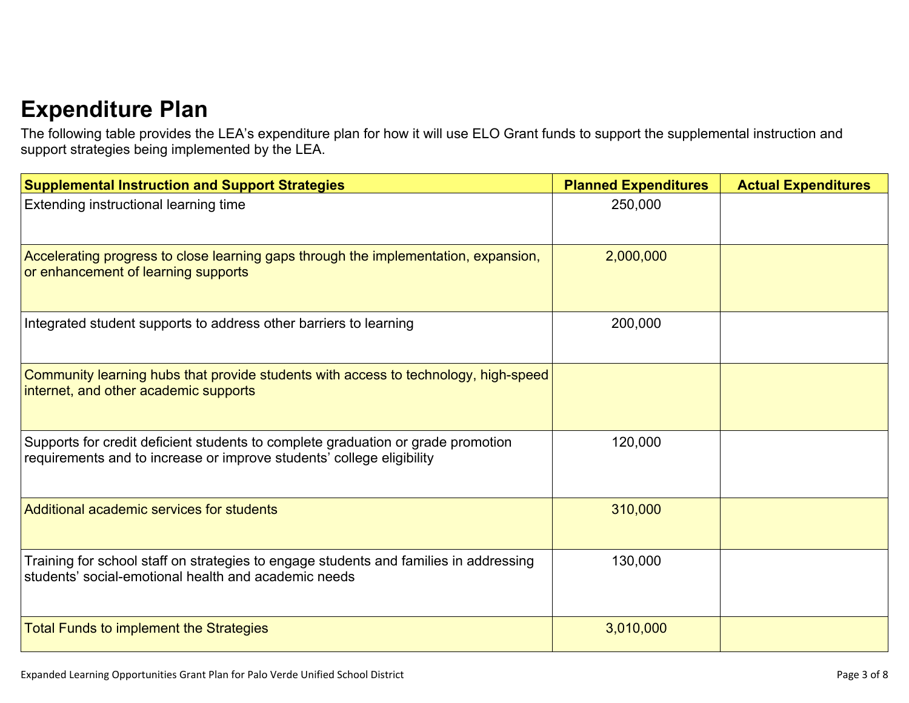# Expenditure Plan

The following table provides the LEA's expenditure plan for how it will use ELO Grant funds to support the supplemental instruction and support strategies being implemented by the LEA.

| Supplemental Instruction and Support Strategies | Planned Expenditures | Actual Expenditures |
|---|---|---|
| Extending instructional learning time | 250,000 | |
| Accelerating progress to close learning gaps through the implementation, expansion, or enhancement of learning supports | 2,000,000 | |
| Integrated student supports to address other barriers to learning | 200,000 | |
| Community learning hubs that provide students with access to technology, high-speed internet, and other academic supports | | |
| Supports for credit deficient students to complete graduation or grade promotion requirements and to increase or improve students' college eligibility | 120,000 | |
| Additional academic services for students | 310,000 | |
| Training for school staff on strategies to engage students and families in addressing students' social-emotional health and academic needs | 130,000 | |
| Total Funds to implement the Strategies | 3,010,000 | |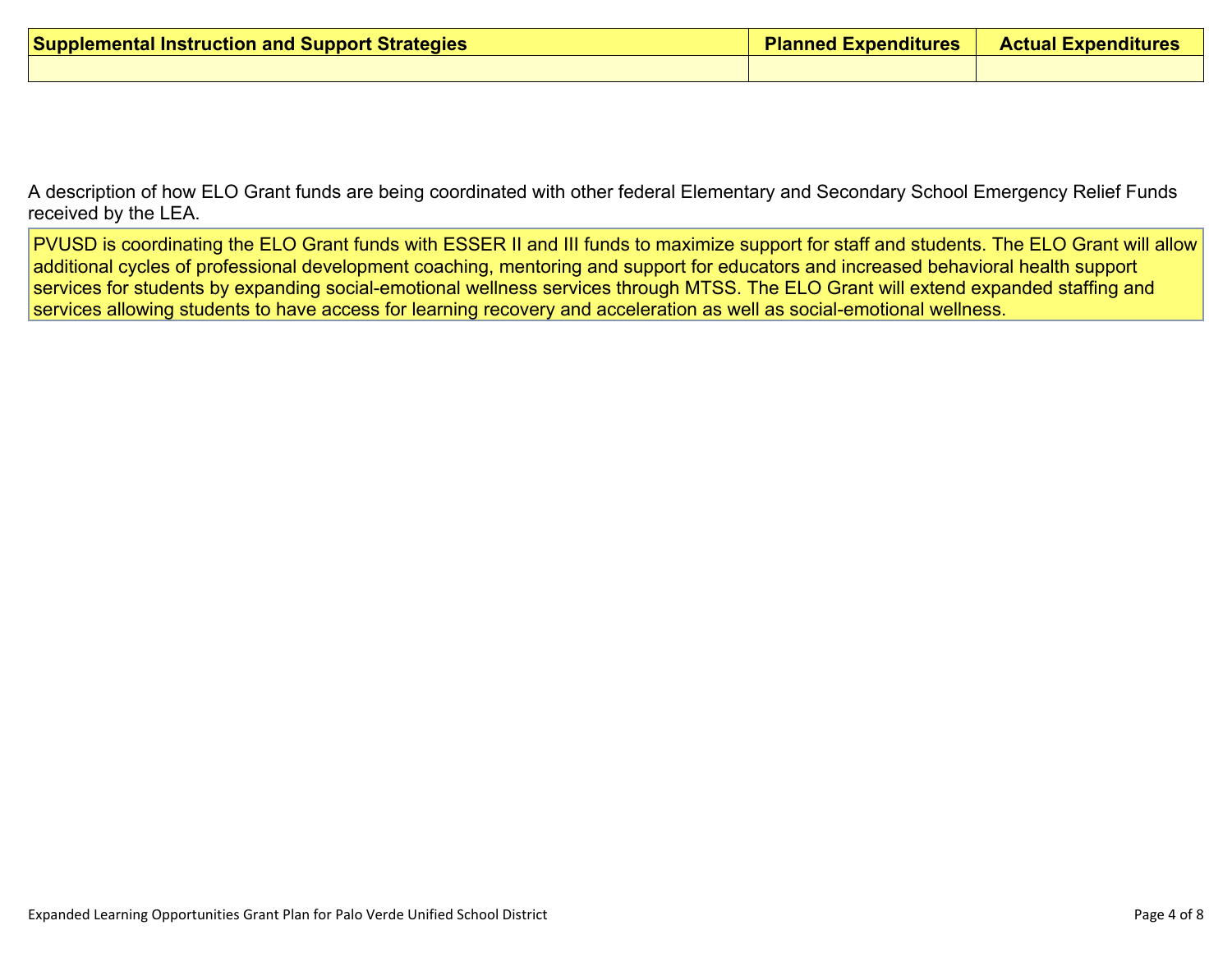| Supplemental Instruction and Support Strategies | Planned Expenditures | Actual Expenditures |
|---|---|---|
| | | |

A description of how ELO Grant funds are being coordinated with other federal Elementary and Secondary School Emergency Relief Funds received by the LEA.

PVUSD is coordinating the ELO Grant funds with ESSER II and III funds to maximize support for staff and students. The ELO Grant will allow additional cycles of professional development coaching, mentoring and support for educators and increased behavioral health support services for students by expanding social-emotional wellness services through MTSS. The ELO Grant will extend expanded staffing and services allowing students to have access for learning recovery and acceleration as well as social-emotional wellness.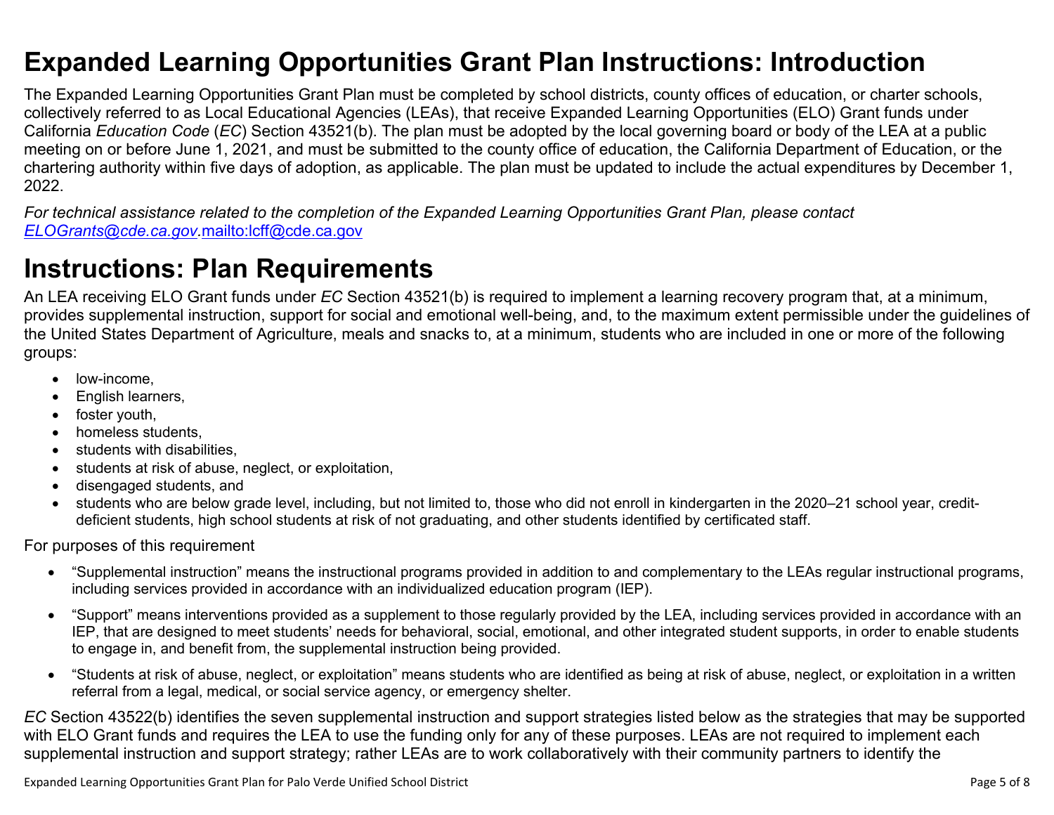# Expanded Learning Opportunities Grant Plan Instructions: Introduction

The Expanded Learning Opportunities Grant Plan must be completed by school districts, county offices of education, or charter schools, collectively referred to as Local Educational Agencies (LEAs), that receive Expanded Learning Opportunities (ELO) Grant funds under California *Education Code* (*EC*) Section 43521(b). The plan must be adopted by the local governing board or body of the LEA at a public meeting on or before June 1, 2021, and must be submitted to the county office of education, the California Department of Education, or the chartering authority within five days of adoption, as applicable. The plan must be updated to include the actual expenditures by December 1, 2022.

*For technical assistance related to the completion of the Expanded Learning Opportunities Grant Plan, please contact [ELOGrants@cde.ca.gov](mailto:ELOGrants@cde.ca.gov).*[mailto:lcff@cde.ca.gov](mailto:lcff@cde.ca.gov)

# Instructions: Plan Requirements

An LEA receiving ELO Grant funds under *EC* Section 43521(b) is required to implement a learning recovery program that, at a minimum, provides supplemental instruction, support for social and emotional well-being, and, to the maximum extent permissible under the guidelines of the United States Department of Agriculture, meals and snacks to, at a minimum, students who are included in one or more of the following groups:

- low-income,
- English learners,
- foster youth,
- homeless students,
- students with disabilities,
- students at risk of abuse, neglect, or exploitation,
- disengaged students, and
- students who are below grade level, including, but not limited to, those who did not enroll in kindergarten in the 2020–21 school year, credit-deficient students, high school students at risk of not graduating, and other students identified by certificated staff.

For purposes of this requirement

- "Supplemental instruction" means the instructional programs provided in addition to and complementary to the LEAs regular instructional programs, including services provided in accordance with an individualized education program (IEP).
- "Support" means interventions provided as a supplement to those regularly provided by the LEA, including services provided in accordance with an IEP, that are designed to meet students' needs for behavioral, social, emotional, and other integrated student supports, in order to enable students to engage in, and benefit from, the supplemental instruction being provided.
- "Students at risk of abuse, neglect, or exploitation" means students who are identified as being at risk of abuse, neglect, or exploitation in a written referral from a legal, medical, or social service agency, or emergency shelter.

*EC* Section 43522(b) identifies the seven supplemental instruction and support strategies listed below as the strategies that may be supported with ELO Grant funds and requires the LEA to use the funding only for any of these purposes. LEAs are not required to implement each supplemental instruction and support strategy; rather LEAs are to work collaboratively with their community partners to identify the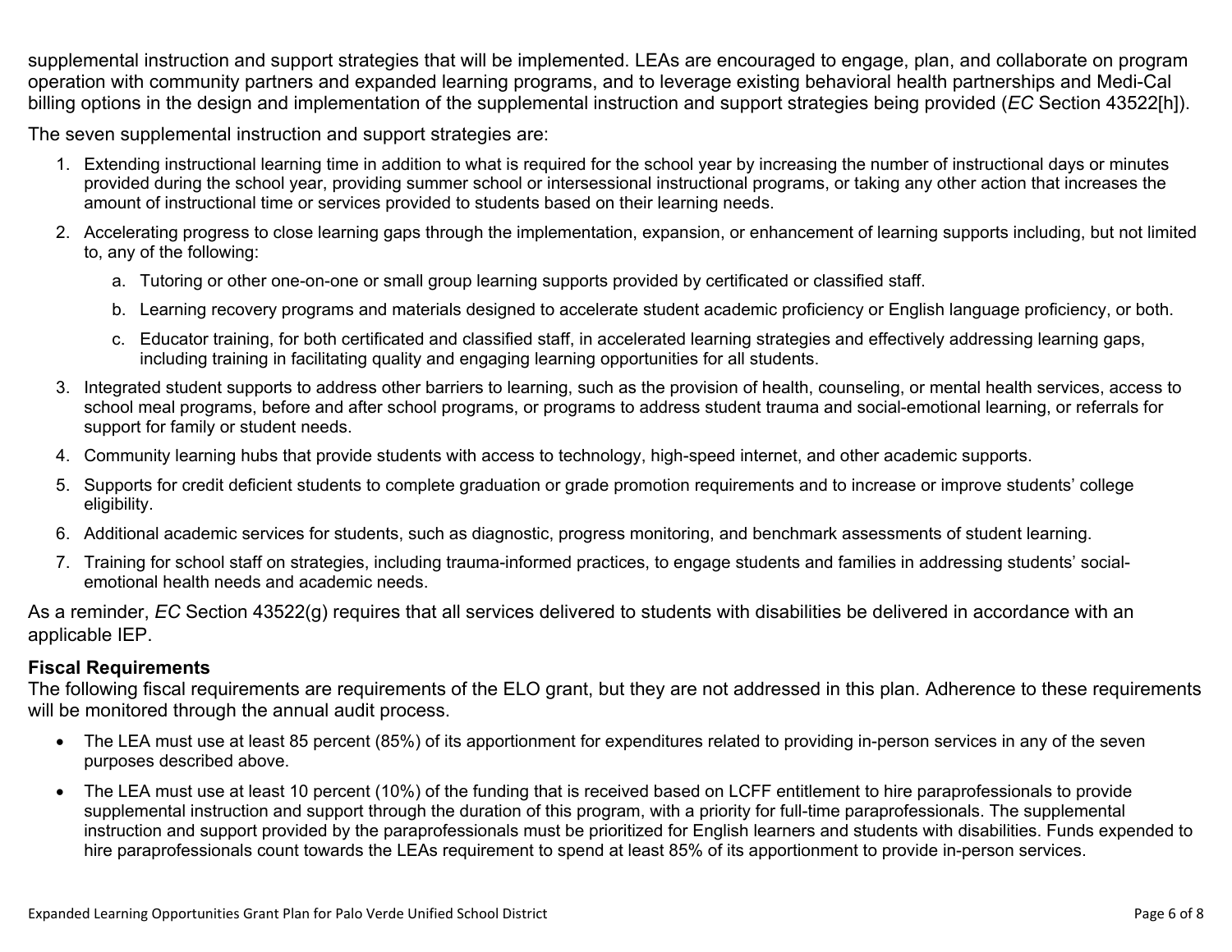supplemental instruction and support strategies that will be implemented. LEAs are encouraged to engage, plan, and collaborate on program operation with community partners and expanded learning programs, and to leverage existing behavioral health partnerships and Medi-Cal billing options in the design and implementation of the supplemental instruction and support strategies being provided (*EC* Section 43522[h]).

The seven supplemental instruction and support strategies are:

1. Extending instructional learning time in addition to what is required for the school year by increasing the number of instructional days or minutes provided during the school year, providing summer school or intersessional instructional programs, or taking any other action that increases the amount of instructional time or services provided to students based on their learning needs.
2. Accelerating progress to close learning gaps through the implementation, expansion, or enhancement of learning supports including, but not limited to, any of the following:
   a. Tutoring or other one-on-one or small group learning supports provided by certificated or classified staff.
   b. Learning recovery programs and materials designed to accelerate student academic proficiency or English language proficiency, or both.
   c. Educator training, for both certificated and classified staff, in accelerated learning strategies and effectively addressing learning gaps, including training in facilitating quality and engaging learning opportunities for all students.
3. Integrated student supports to address other barriers to learning, such as the provision of health, counseling, or mental health services, access to school meal programs, before and after school programs, or programs to address student trauma and social-emotional learning, or referrals for support for family or student needs.
4. Community learning hubs that provide students with access to technology, high-speed internet, and other academic supports.
5. Supports for credit deficient students to complete graduation or grade promotion requirements and to increase or improve students' college eligibility.
6. Additional academic services for students, such as diagnostic, progress monitoring, and benchmark assessments of student learning.
7. Training for school staff on strategies, including trauma-informed practices, to engage students and families in addressing students' social-emotional health needs and academic needs.

As a reminder, *EC* Section 43522(g) requires that all services delivered to students with disabilities be delivered in accordance with an applicable IEP.

**Fiscal Requirements**

The following fiscal requirements are requirements of the ELO grant, but they are not addressed in this plan. Adherence to these requirements will be monitored through the annual audit process.

- The LEA must use at least 85 percent (85%) of its apportionment for expenditures related to providing in-person services in any of the seven purposes described above.
- The LEA must use at least 10 percent (10%) of the funding that is received based on LCFF entitlement to hire paraprofessionals to provide supplemental instruction and support through the duration of this program, with a priority for full-time paraprofessionals. The supplemental instruction and support provided by the paraprofessionals must be prioritized for English learners and students with disabilities. Funds expended to hire paraprofessionals count towards the LEAs requirement to spend at least 85% of its apportionment to provide in-person services.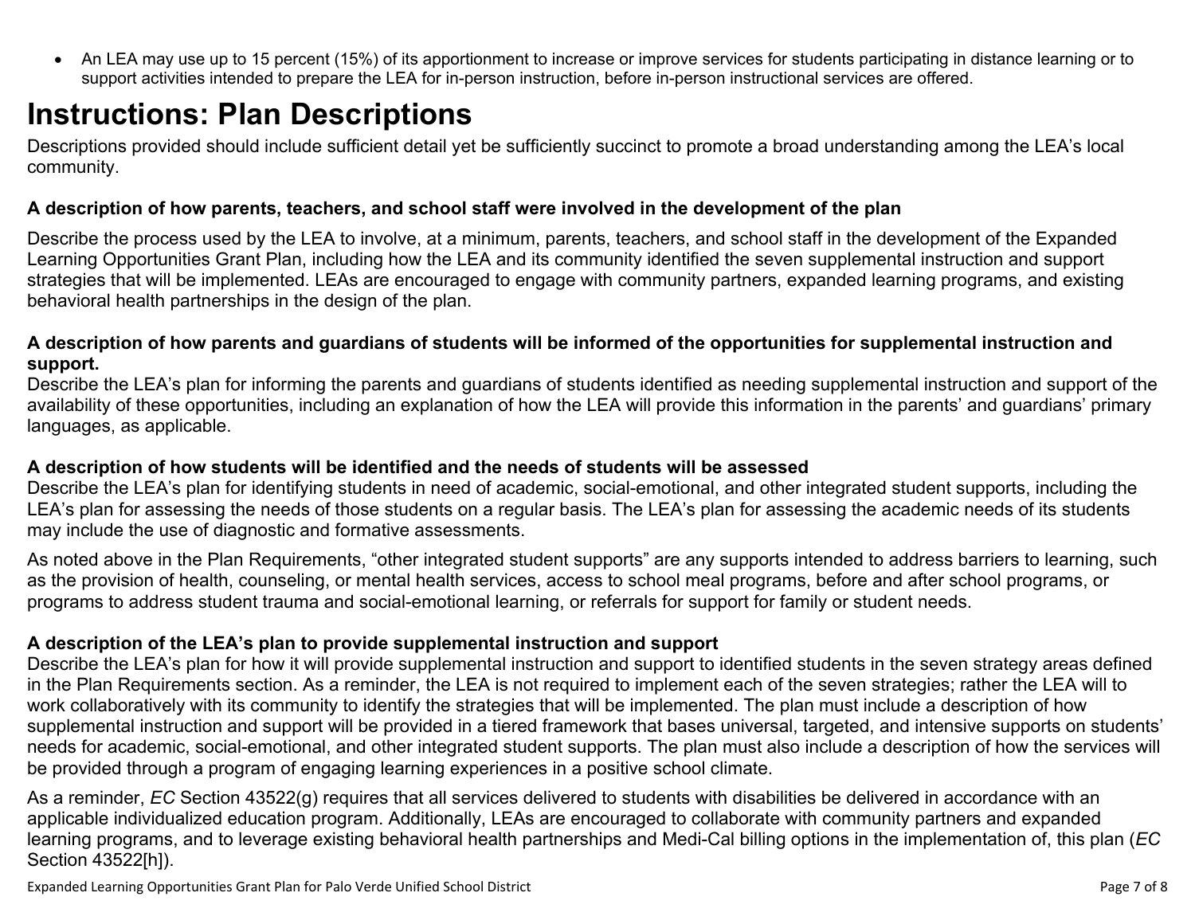- An LEA may use up to 15 percent (15%) of its apportionment to increase or improve services for students participating in distance learning or to support activities intended to prepare the LEA for in-person instruction, before in-person instructional services are offered.

# Instructions: Plan Descriptions

Descriptions provided should include sufficient detail yet be sufficiently succinct to promote a broad understanding among the LEA's local community.

**A description of how parents, teachers, and school staff were involved in the development of the plan**

Describe the process used by the LEA to involve, at a minimum, parents, teachers, and school staff in the development of the Expanded Learning Opportunities Grant Plan, including how the LEA and its community identified the seven supplemental instruction and support strategies that will be implemented. LEAs are encouraged to engage with community partners, expanded learning programs, and existing behavioral health partnerships in the design of the plan.

**A description of how parents and guardians of students will be informed of the opportunities for supplemental instruction and support.**

Describe the LEA's plan for informing the parents and guardians of students identified as needing supplemental instruction and support of the availability of these opportunities, including an explanation of how the LEA will provide this information in the parents' and guardians' primary languages, as applicable.

**A description of how students will be identified and the needs of students will be assessed**

Describe the LEA's plan for identifying students in need of academic, social-emotional, and other integrated student supports, including the LEA's plan for assessing the needs of those students on a regular basis. The LEA's plan for assessing the academic needs of its students may include the use of diagnostic and formative assessments.

As noted above in the Plan Requirements, "other integrated student supports" are any supports intended to address barriers to learning, such as the provision of health, counseling, or mental health services, access to school meal programs, before and after school programs, or programs to address student trauma and social-emotional learning, or referrals for support for family or student needs.

**A description of the LEA's plan to provide supplemental instruction and support**

Describe the LEA's plan for how it will provide supplemental instruction and support to identified students in the seven strategy areas defined in the Plan Requirements section. As a reminder, the LEA is not required to implement each of the seven strategies; rather the LEA will to work collaboratively with its community to identify the strategies that will be implemented. The plan must include a description of how supplemental instruction and support will be provided in a tiered framework that bases universal, targeted, and intensive supports on students' needs for academic, social-emotional, and other integrated student supports. The plan must also include a description of how the services will be provided through a program of engaging learning experiences in a positive school climate.

As a reminder, *EC* Section 43522(g) requires that all services delivered to students with disabilities be delivered in accordance with an applicable individualized education program. Additionally, LEAs are encouraged to collaborate with community partners and expanded learning programs, and to leverage existing behavioral health partnerships and Medi-Cal billing options in the implementation of, this plan (*EC* Section 43522[h]).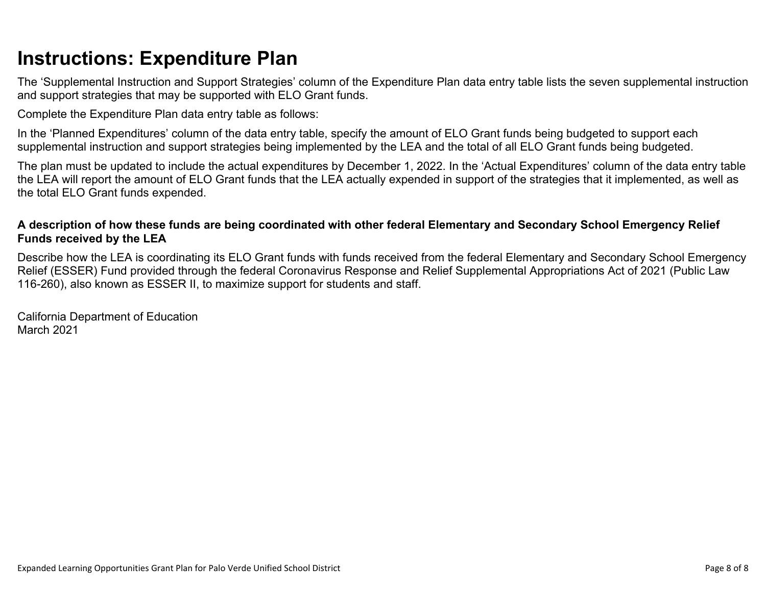# Instructions: Expenditure Plan

The 'Supplemental Instruction and Support Strategies' column of the Expenditure Plan data entry table lists the seven supplemental instruction and support strategies that may be supported with ELO Grant funds.

Complete the Expenditure Plan data entry table as follows:

In the 'Planned Expenditures' column of the data entry table, specify the amount of ELO Grant funds being budgeted to support each supplemental instruction and support strategies being implemented by the LEA and the total of all ELO Grant funds being budgeted.

The plan must be updated to include the actual expenditures by December 1, 2022. In the 'Actual Expenditures' column of the data entry table the LEA will report the amount of ELO Grant funds that the LEA actually expended in support of the strategies that it implemented, as well as the total ELO Grant funds expended.

**A description of how these funds are being coordinated with other federal Elementary and Secondary School Emergency Relief Funds received by the LEA**

Describe how the LEA is coordinating its ELO Grant funds with funds received from the federal Elementary and Secondary School Emergency Relief (ESSER) Fund provided through the federal Coronavirus Response and Relief Supplemental Appropriations Act of 2021 (Public Law 116-260), also known as ESSER II, to maximize support for students and staff.

California Department of Education
March 2021